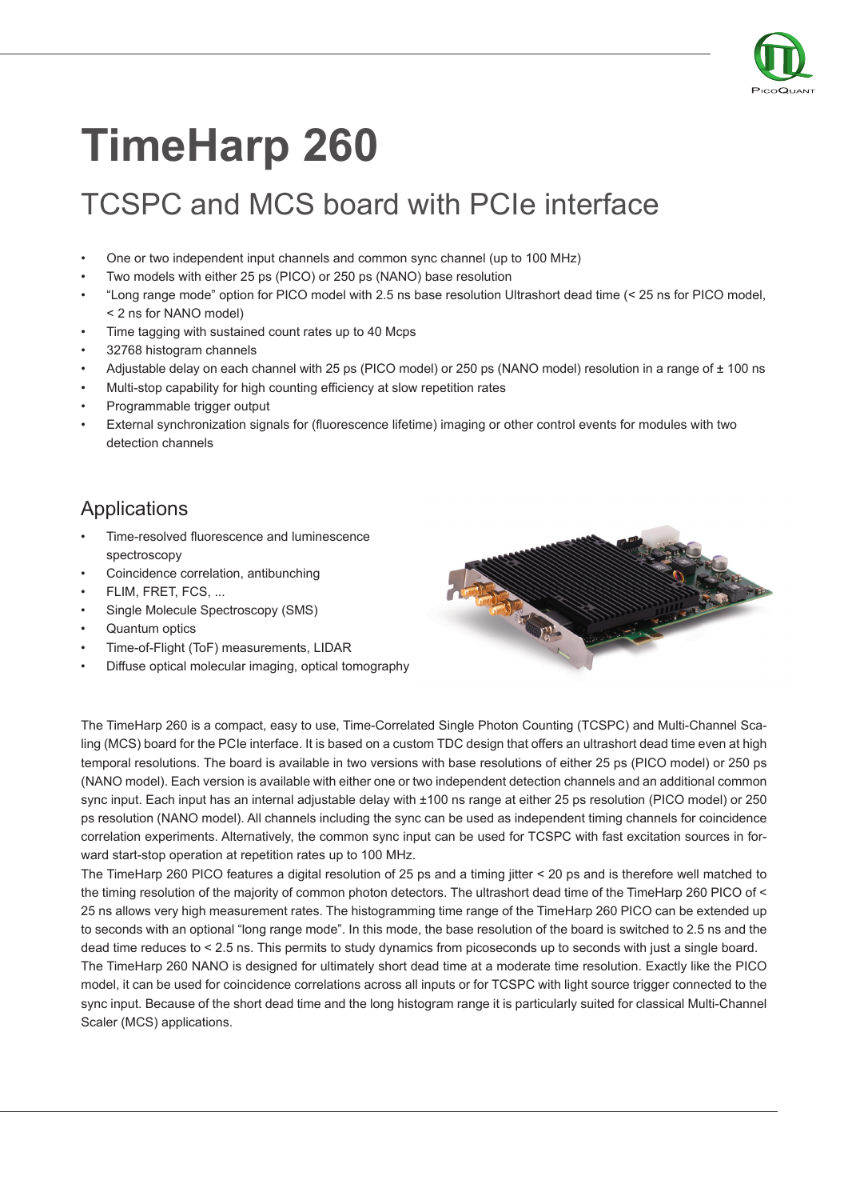# TimeHarp 260

## TCSPC and MCS board with PCIe interface

- One or two independent input channels and common sync channel (up to 100 MHz)
- Two models with either 25 ps (PICO) or 250 ps (NANO) base resolution
- "Long range mode" option for PICO model with 2.5 ns base resolution Ultrashort dead time (< 25 ns for PICO model, < 2 ns for NANO model)
- Time tagging with sustained count rates up to 40 Mcps
- 32768 histogram channels
- Adjustable delay on each channel with 25 ps (PICO model) or 250 ps (NANO model) resolution in a range of ± 100 ns
- Multi-stop capability for high counting efficiency at slow repetition rates
- Programmable trigger output
- External synchronization signals for (fluorescence lifetime) imaging or other control events for modules with two detection channels

## Applications

- Time-resolved fluorescence and luminescence spectroscopy
- Coincidence correlation, antibunching
- FLIM, FRET, FCS, ...
- Single Molecule Spectroscopy (SMS)
- Quantum optics
- Time-of-Flight (ToF) measurements, LIDAR
- Diffuse optical molecular imaging, optical tomography

The TimeHarp 260 is a compact, easy to use, Time-Correlated Single Photon Counting (TCSPC) and Multi-Channel Scaling (MCS) board for the PCIe interface. It is based on a custom TDC design that offers an ultrashort dead time even at high temporal resolutions. The board is available in two versions with base resolutions of either 25 ps (PICO model) or 250 ps (NANO model). Each version is available with either one or two independent detection channels and an additional common sync input. Each input has an internal adjustable delay with ±100 ns range at either 25 ps resolution (PICO model) or 250 ps resolution (NANO model). All channels including the sync can be used as independent timing channels for coincidence correlation experiments. Alternatively, the common sync input can be used for TCSPC with fast excitation sources in forward start-stop operation at repetition rates up to 100 MHz.

The TimeHarp 260 PICO features a digital resolution of 25 ps and a timing jitter < 20 ps and is therefore well matched to the timing resolution of the majority of common photon detectors. The ultrashort dead time of the TimeHarp 260 PICO of < 25 ns allows very high measurement rates. The histogramming time range of the TimeHarp 260 PICO can be extended up to seconds with an optional "long range mode". In this mode, the base resolution of the board is switched to 2.5 ns and the dead time reduces to < 2.5 ns. This permits to study dynamics from picoseconds up to seconds with just a single board.

The TimeHarp 260 NANO is designed for ultimately short dead time at a moderate time resolution. Exactly like the PICO model, it can be used for coincidence correlations across all inputs or for TCSPC with light source trigger connected to the sync input. Because of the short dead time and the long histogram range it is particularly suited for classical Multi-Channel Scaler (MCS) applications.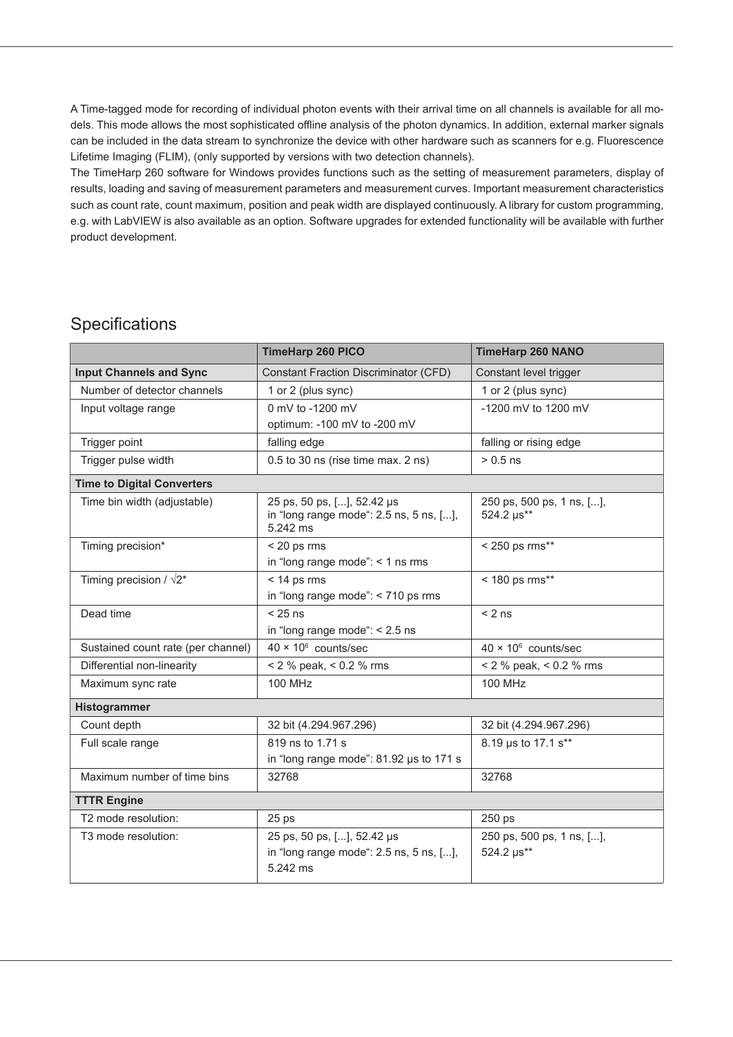A Time-tagged mode for recording of individual photon events with their arrival time on all channels is available for all models. This mode allows the most sophisticated offline analysis of the photon dynamics. In addition, external marker signals can be included in the data stream to synchronize the device with other hardware such as scanners for e.g. Fluorescence Lifetime Imaging (FLIM), (only supported by versions with two detection channels).
The TimeHarp 260 software for Windows provides functions such as the setting of measurement parameters, display of results, loading and saving of measurement parameters and measurement curves. Important measurement characteristics such as count rate, count maximum, position and peak width are displayed continuously. A library for custom programming, e.g. with LabVIEW is also available as an option. Software upgrades for extended functionality will be available with further product development.

## Specifications

| | **TimeHarp 260 PICO** | **TimeHarp 260 NANO** |
|---|---|---|
| **Input Channels and Sync** | Constant Fraction Discriminator (CFD) | Constant level trigger |
| Number of detector channels | 1 or 2 (plus sync) | 1 or 2 (plus sync) |
| Input voltage range | 0 mV to -1200 mV<br>optimum: -100 mV to -200 mV | -1200 mV to 1200 mV |
| Trigger point | falling edge | falling or rising edge |
| Trigger pulse width | 0.5 to 30 ns (rise time max. 2 ns) | > 0.5 ns |
| **Time to Digital Converters** | | |
| Time bin width (adjustable) | 25 ps, 50 ps, [...], 52.42 µs<br>in “long range mode“: 2.5 ns, 5 ns, [...], 5.242 ms | 250 ps, 500 ps, 1 ns, [...], 524.2 µs** |
| Timing precision* | < 20 ps rms<br>in “long range mode“: < 1 ns rms | < 250 ps rms** |
| Timing precision / √2* | < 14 ps rms<br>in “long range mode“: < 710 ps rms | < 180 ps rms** |
| Dead time | < 25 ns<br>in “long range mode“: < 2.5 ns | < 2 ns |
| Sustained count rate (per channel) | $40 \times 10^6$ counts/sec | $40 \times 10^6$ counts/sec |
| Differential non-linearity | < 2 % peak, < 0.2 % rms | < 2 % peak, < 0.2 % rms |
| Maximum sync rate | 100 MHz | 100 MHz |
| **Histogrammer** | | |
| Count depth | 32 bit (4.294.967.296) | 32 bit (4.294.967.296) |
| Full scale range | 819 ns to 1.71 s<br>in “long range mode”: 81.92 µs to 171 s | 8.19 µs to 17.1 s** |
| Maximum number of time bins | 32768 | 32768 |
| **TTTR Engine** | | |
| T2 mode resolution: | 25 ps | 250 ps |
| T3 mode resolution: | 25 ps, 50 ps, [...], 52.42 µs<br>in “long range mode“: 2.5 ns, 5 ns, [...], 5.242 ms | 250 ps, 500 ps, 1 ns, [...], 524.2 µs** |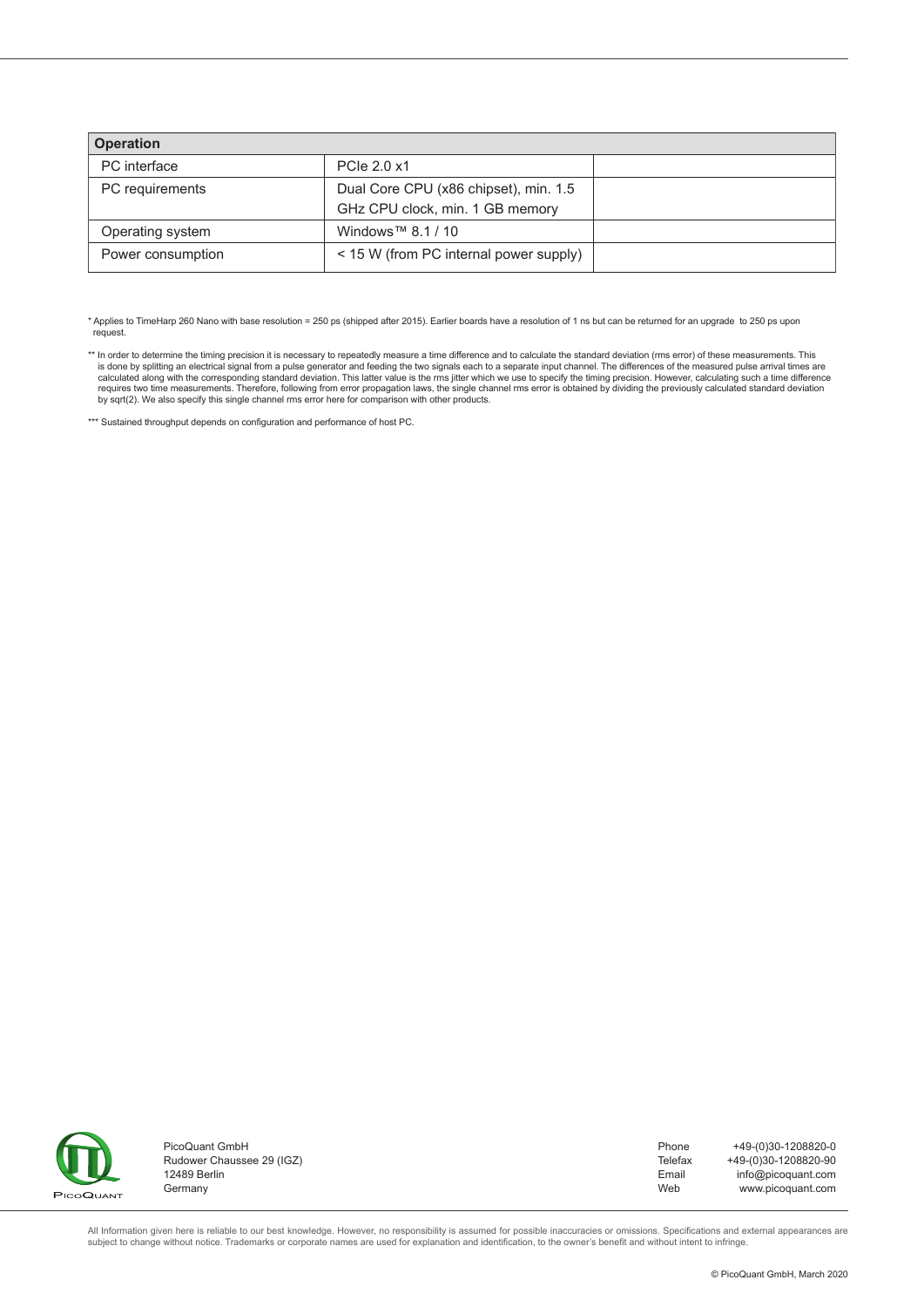| Operation | | |
|---|---|---|
| PC interface | PCIe 2.0 x1 | |
| PC requirements | Dual Core CPU (x86 chipset), min. 1.5 GHz CPU clock, min. 1 GB memory | |
| Operating system | Windows™ 8.1 / 10 | |
| Power consumption | < 15 W (from PC internal power supply) | |

\* Applies to TimeHarp 260 Nano with base resolution = 250 ps (shipped after 2015). Earlier boards have a resolution of 1 ns but can be returned for an upgrade to 250 ps upon request.

\*\* In order to determine the timing precision it is necessary to repeatedly measure a time difference and to calculate the standard deviation (rms error) of these measurements. This is done by splitting an electrical signal from a pulse generator and feeding the two signals each to a separate input channel. The differences of the measured pulse arrival times are calculated along with the corresponding standard deviation. This latter value is the rms jitter which we use to specify the timing precision. However, calculating such a time difference requires two time measurements. Therefore, following from error propagation laws, the single channel rms error is obtained by dividing the previously calculated standard deviation by sqrt(2). We also specify this single channel rms error here for comparison with other products.

\*\*\* Sustained throughput depends on configuration and performance of host PC.

PicoQuant GmbH
Rudower Chaussee 29 (IGZ)
12489 Berlin
Germany

Phone +49-(0)30-1208820-0
Telefax +49-(0)30-1208820-90
Email info@picoquant.com
Web www.picoquant.com

All Information given here is reliable to our best knowledge. However, no responsibility is assumed for possible inaccuracies or omissions. Specifications and external appearances are subject to change without notice. Trademarks or corporate names are used for explanation and identification, to the owner's benefit and without intent to infringe.

© PicoQuant GmbH, March 2020